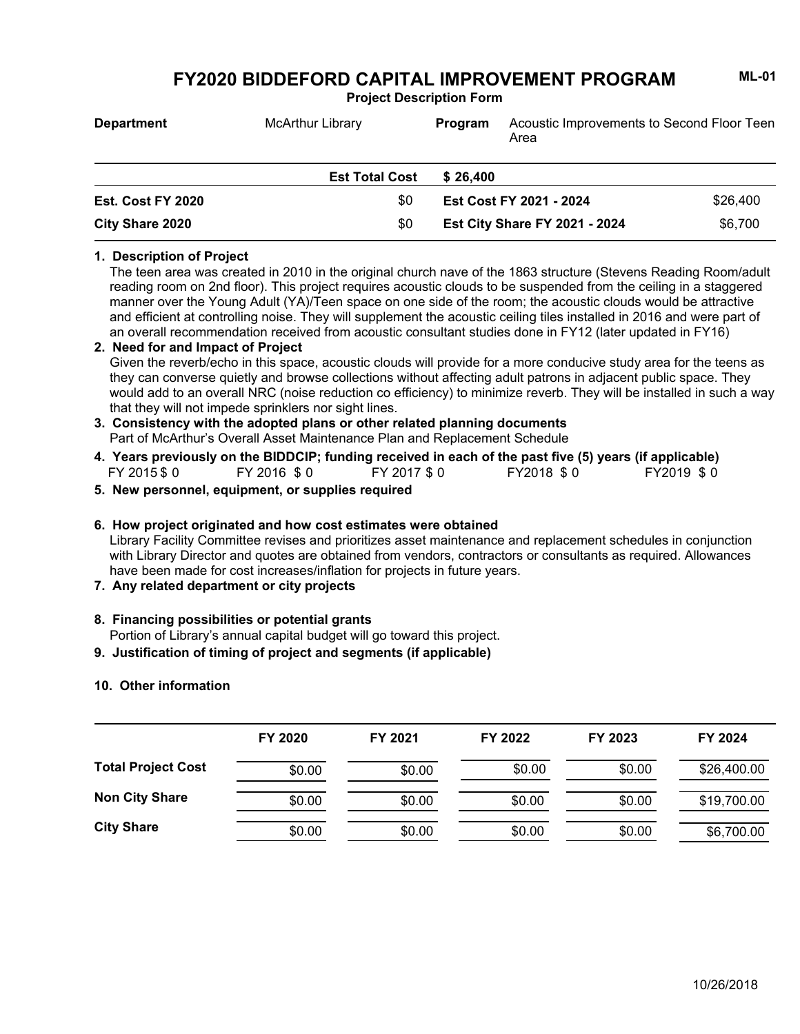# FY2020 BIDDEFORD CAPITAL IMPROVEMENT PROGRAM

**Project Description Form**

ML-01

| **Department** | McArthur Library | **Program** | Acoustic Improvements to Second Floor Teen Area |
|---|---|---|---|
| | **Est Total Cost** | **$ 26,400** | |
| **Est. Cost FY 2020** | $0 | **Est Cost FY 2021 - 2024** | $26,400 |
| **City Share 2020** | $0 | **Est City Share FY 2021 - 2024** | $6,700 |

**1. Description of Project**

The teen area was created in 2010 in the original church nave of the 1863 structure (Stevens Reading Room/adult reading room on 2nd floor). This project requires acoustic clouds to be suspended from the ceiling in a staggered manner over the Young Adult (YA)/Teen space on one side of the room; the acoustic clouds would be attractive and efficient at controlling noise. They will supplement the acoustic ceiling tiles installed in 2016 and were part of an overall recommendation received from acoustic consultant studies done in FY12 (later updated in FY16)

**2. Need for and Impact of Project**

Given the reverb/echo in this space, acoustic clouds will provide for a more conducive study area for the teens as they can converse quietly and browse collections without affecting adult patrons in adjacent public space. They would add to an overall NRC (noise reduction co efficiency) to minimize reverb. They will be installed in such a way that they will not impede sprinklers nor sight lines.

**3. Consistency with the adopted plans or other related planning documents**

Part of McArthur's Overall Asset Maintenance Plan and Replacement Schedule

**4. Years previously on the BIDDCIP; funding received in each of the past five (5) years (if applicable)**

FY 2015 $ 0 FY 2016 $ 0 FY 2017 $ 0 FY2018 $ 0 FY2019 $ 0

**5. New personnel, equipment, or supplies required**

**6. How project originated and how cost estimates were obtained**

Library Facility Committee revises and prioritizes asset maintenance and replacement schedules in conjunction with Library Director and quotes are obtained from vendors, contractors or consultants as required. Allowances have been made for cost increases/inflation for projects in future years.

**7. Any related department or city projects**

**8. Financing possibilities or potential grants**

Portion of Library's annual capital budget will go toward this project.

**9. Justification of timing of project and segments (if applicable)**

**10. Other information**

| | FY 2020 | FY 2021 | FY 2022 | FY 2023 | FY 2024 |
|---|---|---|---|---|---|
| **Total Project Cost** | $0.00 | $0.00 | $0.00 | $0.00 | $26,400.00 |
| **Non City Share** | $0.00 | $0.00 | $0.00 | $0.00 | $19,700.00 |
| **City Share** | $0.00 | $0.00 | $0.00 | $0.00 | $6,700.00 |

10/26/2018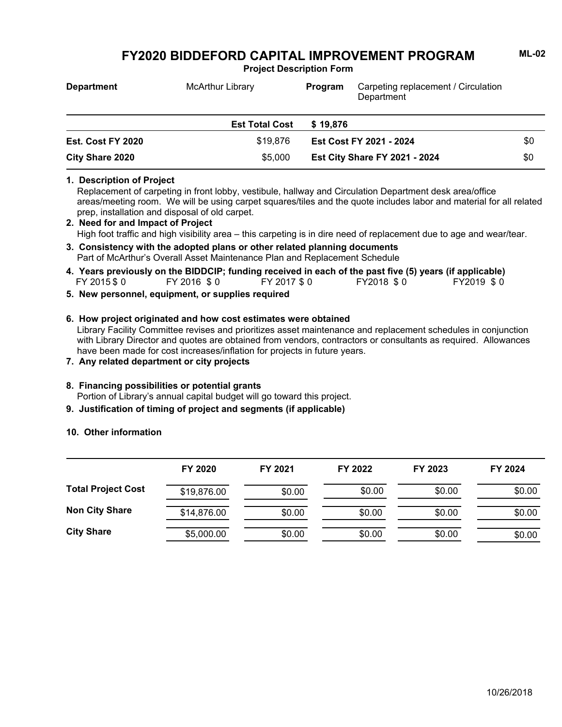# FY2020 BIDDEFORD CAPITAL IMPROVEMENT PROGRAM

ML-02

**Project Description Form**

| | | | |
|---|---|---|---|
| **Department** | McArthur Library | **Program** | Carpeting replacement / Circulation Department |
| | **Est Total Cost** | **$ 19,876** | |
| **Est. Cost FY 2020** | $19,876 | **Est Cost FY 2021 - 2024** | $0 |
| **City Share 2020** | $5,000 | **Est City Share FY 2021 - 2024** | $0 |

**1. Description of Project**
Replacement of carpeting in front lobby, vestibule, hallway and Circulation Department desk area/office areas/meeting room. We will be using carpet squares/tiles and the quote includes labor and material for all related prep, installation and disposal of old carpet.

**2. Need for and Impact of Project**
High foot traffic and high visibility area – this carpeting is in dire need of replacement due to age and wear/tear.

**3. Consistency with the adopted plans or other related planning documents**
Part of McArthur's Overall Asset Maintenance Plan and Replacement Schedule

**4. Years previously on the BIDDCIP; funding received in each of the past five (5) years (if applicable)**
FY 2015 $ 0 FY 2016 $ 0 FY 2017 $ 0 FY2018 $ 0 FY2019 $ 0

**5. New personnel, equipment, or supplies required**

**6. How project originated and how cost estimates were obtained**
Library Facility Committee revises and prioritizes asset maintenance and replacement schedules in conjunction with Library Director and quotes are obtained from vendors, contractors or consultants as required. Allowances have been made for cost increases/inflation for projects in future years.

**7. Any related department or city projects**

**8. Financing possibilities or potential grants**
Portion of Library's annual capital budget will go toward this project.

**9. Justification of timing of project and segments (if applicable)**

**10. Other information**

| | FY 2020 | FY 2021 | FY 2022 | FY 2023 | FY 2024 |
|---|---|---|---|---|---|
| **Total Project Cost** | $19,876.00 | $0.00 | $0.00 | $0.00 | $0.00 |
| **Non City Share** | $14,876.00 | $0.00 | $0.00 | $0.00 | $0.00 |
| **City Share** | $5,000.00 | $0.00 | $0.00 | $0.00 | $0.00 |

10/26/2018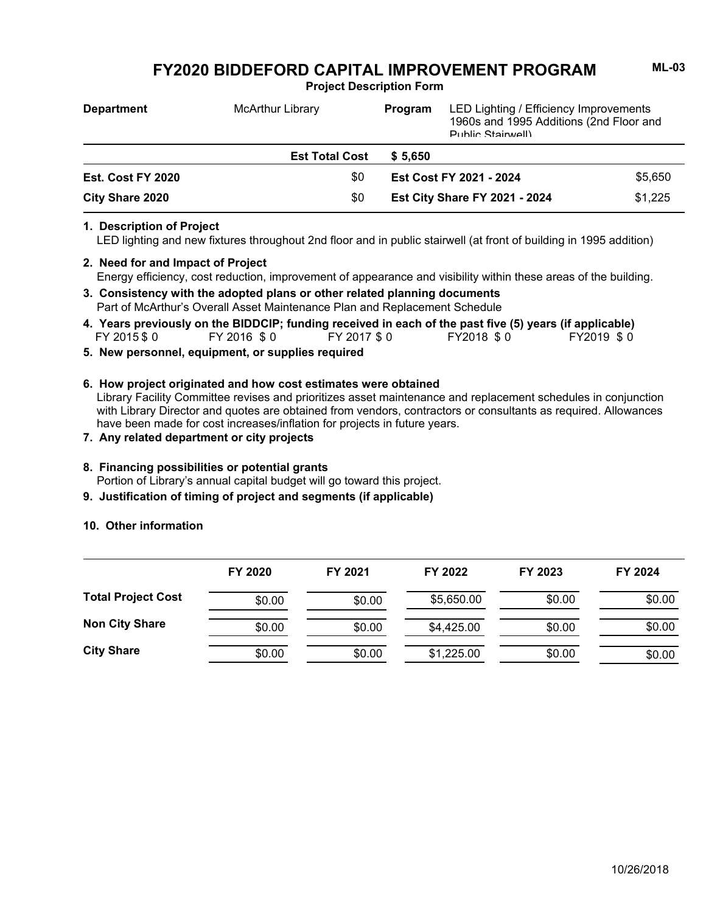# FY2020 BIDDEFORD CAPITAL IMPROVEMENT PROGRAM

**ML-03**

**Project Description Form**

| | | | |
|---|---|---|---|
| **Department** | McArthur Library | **Program** | LED Lighting / Efficiency Improvements 1960s and 1995 Additions (2nd Floor and Public Stairwell) |
| | **Est Total Cost** | $ 5,650 | |
| **Est. Cost FY 2020** | $0 | **Est Cost FY 2021 - 2024** | $5,650 |
| **City Share 2020** | $0 | **Est City Share FY 2021 - 2024** | $1,225 |

**1. Description of Project**

LED lighting and new fixtures throughout 2nd floor and in public stairwell (at front of building in 1995 addition)

**2. Need for and Impact of Project**

Energy efficiency, cost reduction, improvement of appearance and visibility within these areas of the building.

**3. Consistency with the adopted plans or other related planning documents**

Part of McArthur's Overall Asset Maintenance Plan and Replacement Schedule

**4. Years previously on the BIDDCIP; funding received in each of the past five (5) years (if applicable)**

FY 2015 $ 0 FY 2016 $ 0 FY 2017 $ 0 FY2018 $ 0 FY2019 $ 0

**5. New personnel, equipment, or supplies required**

**6. How project originated and how cost estimates were obtained**

Library Facility Committee revises and prioritizes asset maintenance and replacement schedules in conjunction with Library Director and quotes are obtained from vendors, contractors or consultants as required. Allowances have been made for cost increases/inflation for projects in future years.

**7. Any related department or city projects**

**8. Financing possibilities or potential grants**

Portion of Library's annual capital budget will go toward this project.

**9. Justification of timing of project and segments (if applicable)**

**10. Other information**

| | FY 2020 | FY 2021 | FY 2022 | FY 2023 | FY 2024 |
|---|---|---|---|---|---|
| **Total Project Cost** | $0.00 | $0.00 | $5,650.00 | $0.00 | $0.00 |
| **Non City Share** | $0.00 | $0.00 | $4,425.00 | $0.00 | $0.00 |
| **City Share** | $0.00 | $0.00 | $1,225.00 | $0.00 | $0.00 |

10/26/2018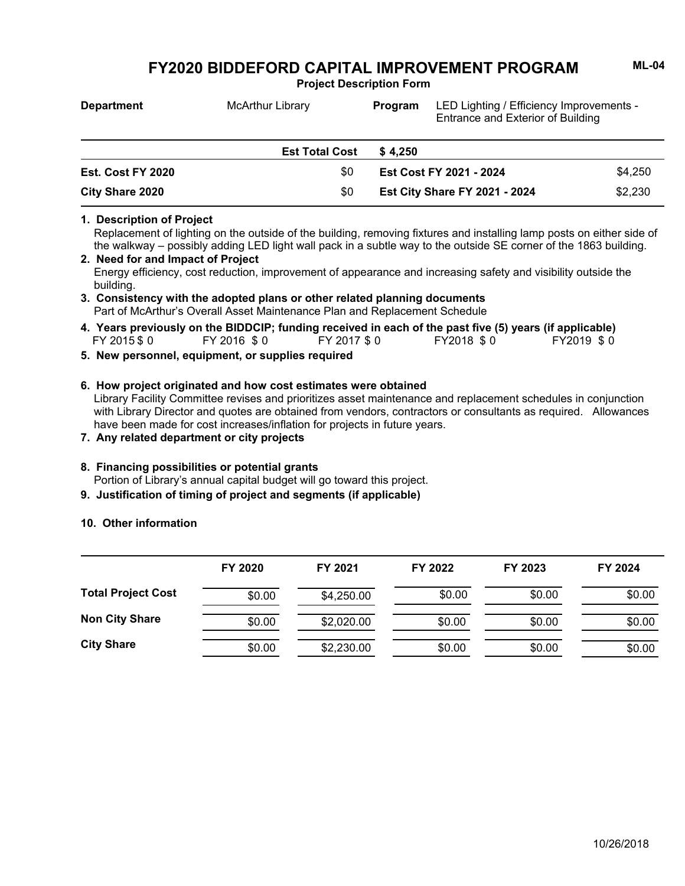# FY2020 BIDDEFORD CAPITAL IMPROVEMENT PROGRAM

**ML-04**

**Project Description Form**

| | | | |
|---|---|---|---|
| **Department** | McArthur Library | **Program** | LED Lighting / Efficiency Improvements - Entrance and Exterior of Building |

| | | | |
|---|---|---|---|
| | **Est Total Cost** | **$ 4,250** | |
| **Est. Cost FY 2020** | $0 | **Est Cost FY 2021 - 2024** | $4,250 |
| **City Share 2020** | $0 | **Est City Share FY 2021 - 2024** | $2,230 |

**1. Description of Project**

Replacement of lighting on the outside of the building, removing fixtures and installing lamp posts on either side of the walkway – possibly adding LED light wall pack in a subtle way to the outside SE corner of the 1863 building.

**2. Need for and Impact of Project**

Energy efficiency, cost reduction, improvement of appearance and increasing safety and visibility outside the building.

**3. Consistency with the adopted plans or other related planning documents**

Part of McArthur's Overall Asset Maintenance Plan and Replacement Schedule

**4. Years previously on the BIDDCIP; funding received in each of the past five (5) years (if applicable)**

FY 2015 $ 0    FY 2016 $ 0    FY 2017 $ 0    FY2018 $ 0    FY2019 $ 0

**5. New personnel, equipment, or supplies required**

**6. How project originated and how cost estimates were obtained**

Library Facility Committee revises and prioritizes asset maintenance and replacement schedules in conjunction with Library Director and quotes are obtained from vendors, contractors or consultants as required. Allowances have been made for cost increases/inflation for projects in future years.

**7. Any related department or city projects**

**8. Financing possibilities or potential grants**

Portion of Library's annual capital budget will go toward this project.

**9. Justification of timing of project and segments (if applicable)**

**10. Other information**

| | FY 2020 | FY 2021 | FY 2022 | FY 2023 | FY 2024 |
|---|---|---|---|---|---|
| **Total Project Cost** | $0.00 | $4,250.00 | $0.00 | $0.00 | $0.00 |
| **Non City Share** | $0.00 | $2,020.00 | $0.00 | $0.00 | $0.00 |
| **City Share** | $0.00 | $2,230.00 | $0.00 | $0.00 | $0.00 |

10/26/2018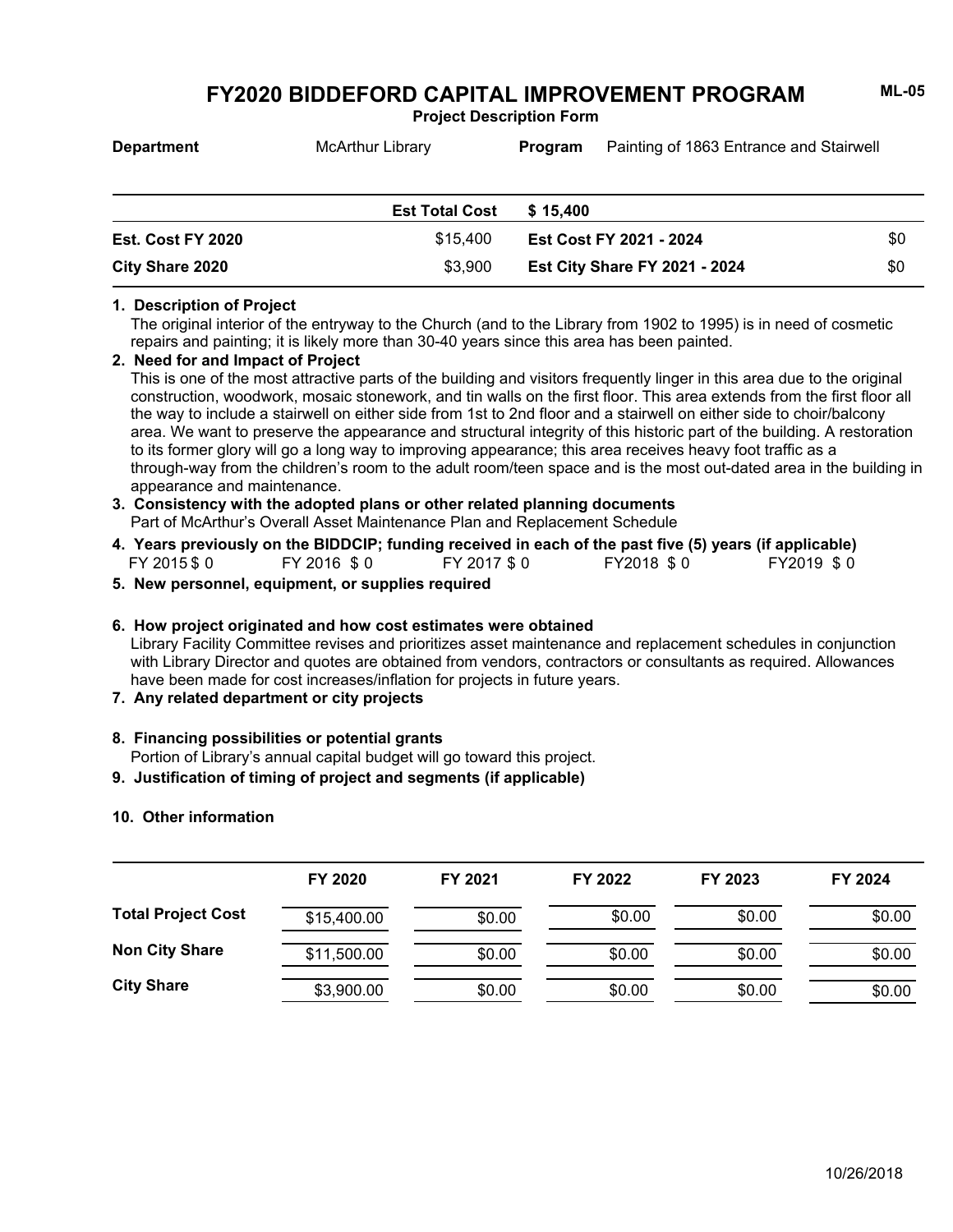ML-05

# FY2020 BIDDEFORD CAPITAL IMPROVEMENT PROGRAM

**Project Description Form**

| | | | |
|---|---|---|---|
| **Department** | McArthur Library | **Program** | Painting of 1863 Entrance and Stairwell |

| | | | |
|---|---|---|---|
| | **Est Total Cost** | **$ 15,400** | |
| **Est. Cost FY 2020** | $15,400 | **Est Cost FY 2021 - 2024** | $0 |
| **City Share 2020** | $3,900 | **Est City Share FY 2021 - 2024** | $0 |

**1. Description of Project**

The original interior of the entryway to the Church (and to the Library from 1902 to 1995) is in need of cosmetic repairs and painting; it is likely more than 30-40 years since this area has been painted.

**2. Need for and Impact of Project**

This is one of the most attractive parts of the building and visitors frequently linger in this area due to the original construction, woodwork, mosaic stonework, and tin walls on the first floor. This area extends from the first floor all the way to include a stairwell on either side from 1st to 2nd floor and a stairwell on either side to choir/balcony area. We want to preserve the appearance and structural integrity of this historic part of the building. A restoration to its former glory will go a long way to improving appearance; this area receives heavy foot traffic as a through-way from the children's room to the adult room/teen space and is the most out-dated area in the building in appearance and maintenance.

**3. Consistency with the adopted plans or other related planning documents**

Part of McArthur's Overall Asset Maintenance Plan and Replacement Schedule

**4. Years previously on the BIDDCIP; funding received in each of the past five (5) years (if applicable)**

FY 2015 $ 0 FY 2016 $ 0 FY 2017 $ 0 FY2018 $ 0 FY2019 $ 0

**5. New personnel, equipment, or supplies required**

**6. How project originated and how cost estimates were obtained**

Library Facility Committee revises and prioritizes asset maintenance and replacement schedules in conjunction with Library Director and quotes are obtained from vendors, contractors or consultants as required. Allowances have been made for cost increases/inflation for projects in future years.

**7. Any related department or city projects**

**8. Financing possibilities or potential grants**

Portion of Library's annual capital budget will go toward this project.

**9. Justification of timing of project and segments (if applicable)**

**10. Other information**

| | FY 2020 | FY 2021 | FY 2022 | FY 2023 | FY 2024 |
|---|---|---|---|---|---|
| **Total Project Cost** | $15,400.00 | $0.00 | $0.00 | $0.00 | $0.00 |
| **Non City Share** | $11,500.00 | $0.00 | $0.00 | $0.00 | $0.00 |
| **City Share** | $3,900.00 | $0.00 | $0.00 | $0.00 | $0.00 |

10/26/2018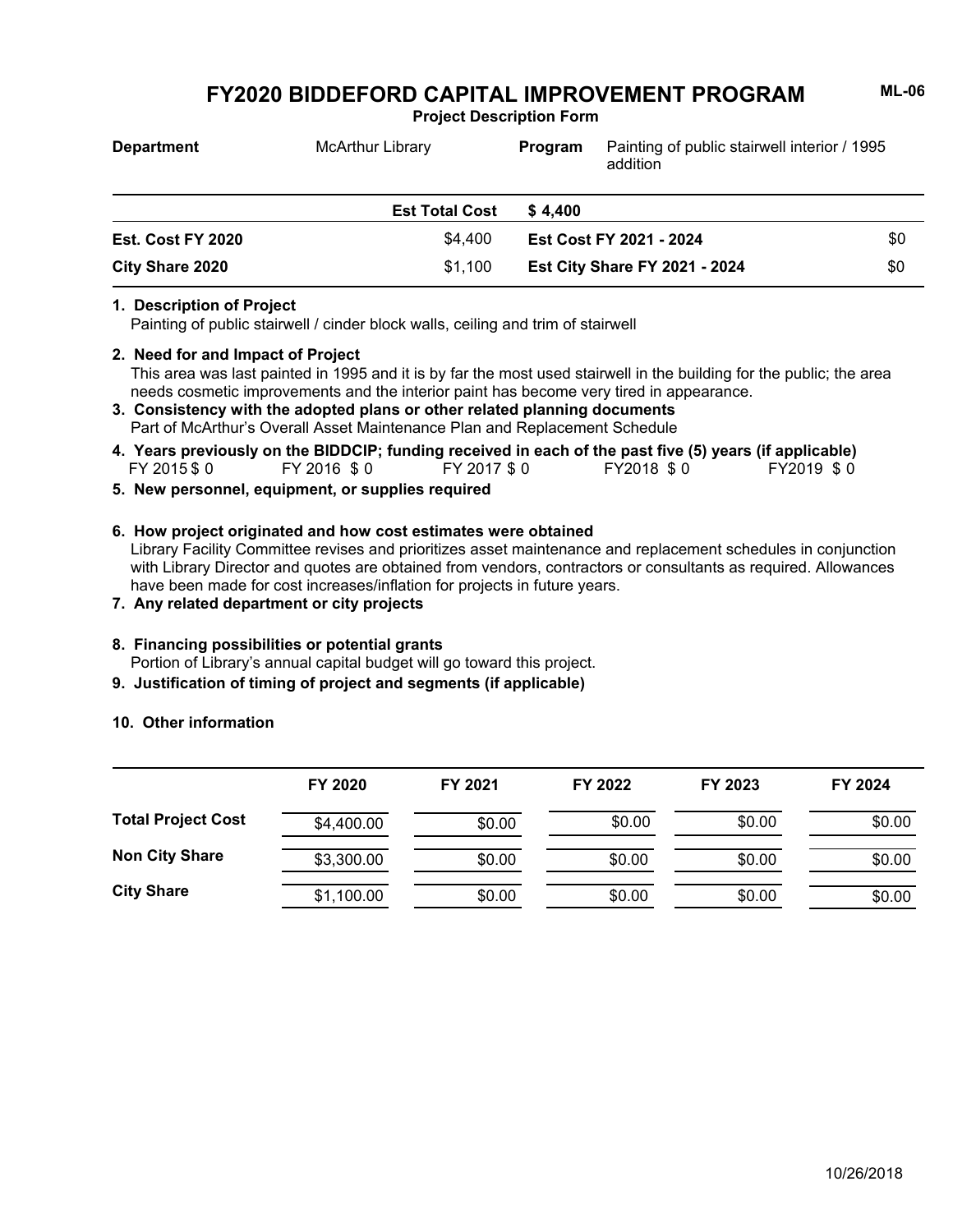# FY2020 BIDDEFORD CAPITAL IMPROVEMENT PROGRAM

**Project Description Form**

ML-06

| | | | |
|---|---|---|---|
| **Department** | McArthur Library | **Program** | Painting of public stairwell interior / 1995 addition |
| | **Est Total Cost** | **$ 4,400** | |
| **Est. Cost FY 2020** | $4,400 | **Est Cost FY 2021 - 2024** | $0 |
| **City Share 2020** | $1,100 | **Est City Share FY 2021 - 2024** | $0 |

**1. Description of Project**

Painting of public stairwell / cinder block walls, ceiling and trim of stairwell

**2. Need for and Impact of Project**

This area was last painted in 1995 and it is by far the most used stairwell in the building for the public; the area needs cosmetic improvements and the interior paint has become very tired in appearance.

**3. Consistency with the adopted plans or other related planning documents**

Part of McArthur's Overall Asset Maintenance Plan and Replacement Schedule

**4. Years previously on the BIDDCIP; funding received in each of the past five (5) years (if applicable)**

FY 2015 $ 0 FY 2016 $ 0 FY 2017 $ 0 FY2018 $ 0 FY2019 $ 0

**5. New personnel, equipment, or supplies required**

**6. How project originated and how cost estimates were obtained**

Library Facility Committee revises and prioritizes asset maintenance and replacement schedules in conjunction with Library Director and quotes are obtained from vendors, contractors or consultants as required. Allowances have been made for cost increases/inflation for projects in future years.

**7. Any related department or city projects**

**8. Financing possibilities or potential grants**

Portion of Library's annual capital budget will go toward this project.

**9. Justification of timing of project and segments (if applicable)**

**10. Other information**

| | FY 2020 | FY 2021 | FY 2022 | FY 2023 | FY 2024 |
|---|---|---|---|---|---|
| **Total Project Cost** | $4,400.00 | $0.00 | $0.00 | $0.00 | $0.00 |
| **Non City Share** | $3,300.00 | $0.00 | $0.00 | $0.00 | $0.00 |
| **City Share** | $1,100.00 | $0.00 | $0.00 | $0.00 | $0.00 |

10/26/2018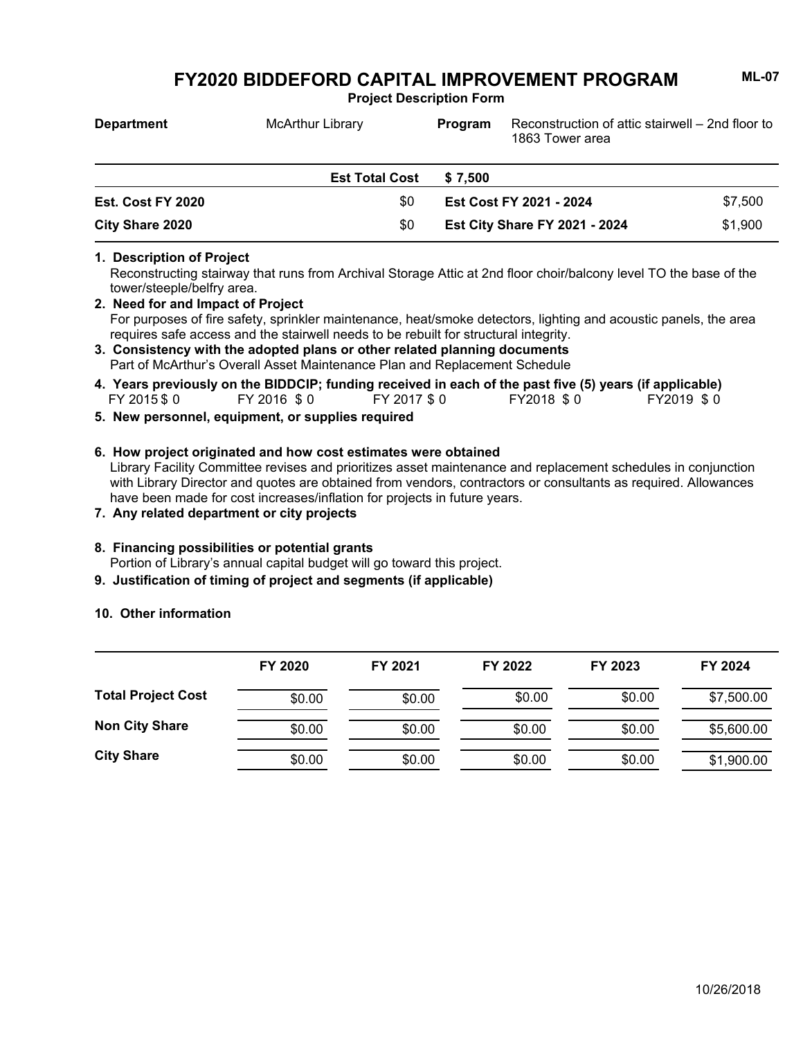ML-07

# FY2020 BIDDEFORD CAPITAL IMPROVEMENT PROGRAM

**Project Description Form**

| | | | |
|---|---|---|---|
| **Department** | McArthur Library | **Program** | Reconstruction of attic stairwell – 2nd floor to 1863 Tower area |

| | | | |
|---|---|---|---|
| | **Est Total Cost** | **$ 7,500** | |
| **Est. Cost FY 2020** | $0 | **Est Cost FY 2021 - 2024** | $7,500 |
| **City Share 2020** | $0 | **Est City Share FY 2021 - 2024** | $1,900 |

**1. Description of Project**
Reconstructing stairway that runs from Archival Storage Attic at 2nd floor choir/balcony level TO the base of the tower/steeple/belfry area.

**2. Need for and Impact of Project**
For purposes of fire safety, sprinkler maintenance, heat/smoke detectors, lighting and acoustic panels, the area requires safe access and the stairwell needs to be rebuilt for structural integrity.

**3. Consistency with the adopted plans or other related planning documents**
Part of McArthur's Overall Asset Maintenance Plan and Replacement Schedule

**4. Years previously on the BIDDCIP; funding received in each of the past five (5) years (if applicable)**
FY 2015 $ 0 FY 2016 $ 0 FY 2017 $ 0 FY2018 $ 0 FY2019 $ 0

**5. New personnel, equipment, or supplies required**

**6. How project originated and how cost estimates were obtained**
Library Facility Committee revises and prioritizes asset maintenance and replacement schedules in conjunction with Library Director and quotes are obtained from vendors, contractors or consultants as required. Allowances have been made for cost increases/inflation for projects in future years.

**7. Any related department or city projects**

**8. Financing possibilities or potential grants**
Portion of Library's annual capital budget will go toward this project.

**9. Justification of timing of project and segments (if applicable)**

**10. Other information**

| | FY 2020 | FY 2021 | FY 2022 | FY 2023 | FY 2024 |
|---|---|---|---|---|---|
| **Total Project Cost** | $0.00 | $0.00 | $0.00 | $0.00 | $7,500.00 |
| **Non City Share** | $0.00 | $0.00 | $0.00 | $0.00 | $5,600.00 |
| **City Share** | $0.00 | $0.00 | $0.00 | $0.00 | $1,900.00 |

10/26/2018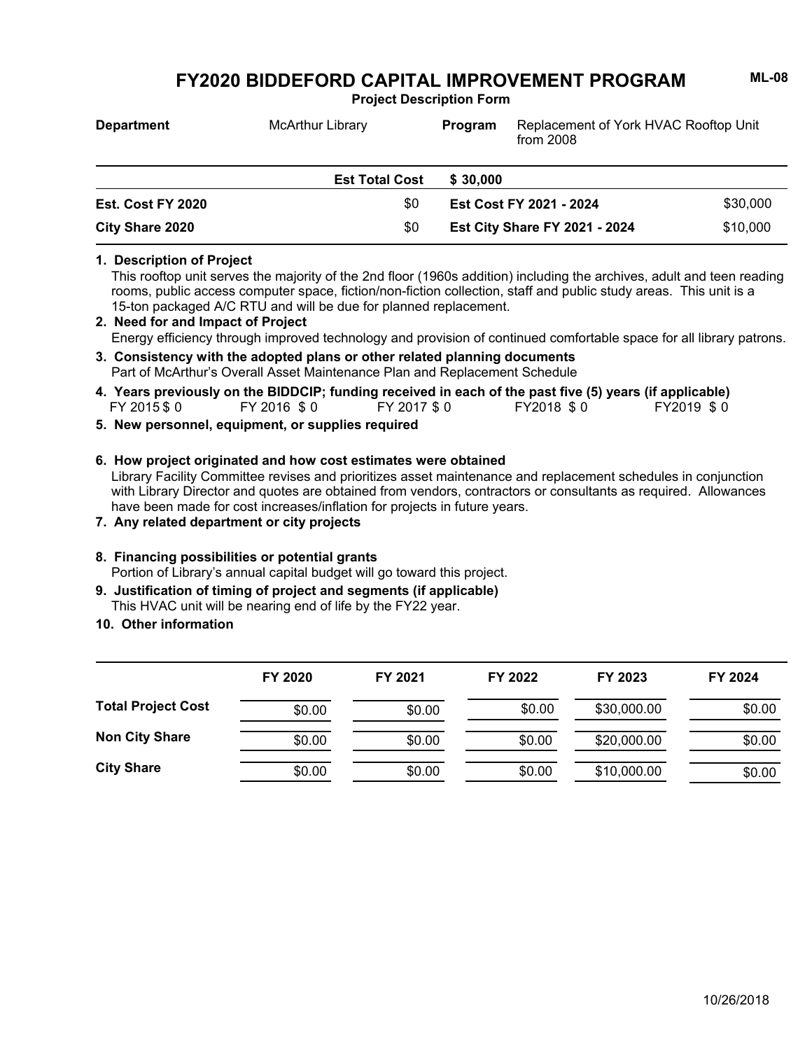ML-08

# FY2020 BIDDEFORD CAPITAL IMPROVEMENT PROGRAM

**Project Description Form**

| | | | |
|---|---|---|---|
| **Department** | McArthur Library | **Program** | Replacement of York HVAC Rooftop Unit from 2008 |
| | **Est Total Cost** | **$ 30,000** | |
| **Est. Cost FY 2020** | $0 | **Est Cost FY 2021 - 2024** | $30,000 |
| **City Share 2020** | $0 | **Est City Share FY 2021 - 2024** | $10,000 |

**1. Description of Project**

This rooftop unit serves the majority of the 2nd floor (1960s addition) including the archives, adult and teen reading rooms, public access computer space, fiction/non-fiction collection, staff and public study areas. This unit is a 15-ton packaged A/C RTU and will be due for planned replacement.

**2. Need for and Impact of Project**

Energy efficiency through improved technology and provision of continued comfortable space for all library patrons.

**3. Consistency with the adopted plans or other related planning documents**

Part of McArthur's Overall Asset Maintenance Plan and Replacement Schedule

**4. Years previously on the BIDDCIP; funding received in each of the past five (5) years (if applicable)**

FY 2015 $ 0 FY 2016 $ 0 FY 2017 $ 0 FY2018 $ 0 FY2019 $ 0

**5. New personnel, equipment, or supplies required**

**6. How project originated and how cost estimates were obtained**

Library Facility Committee revises and prioritizes asset maintenance and replacement schedules in conjunction with Library Director and quotes are obtained from vendors, contractors or consultants as required. Allowances have been made for cost increases/inflation for projects in future years.

**7. Any related department or city projects**

**8. Financing possibilities or potential grants**

Portion of Library's annual capital budget will go toward this project.

**9. Justification of timing of project and segments (if applicable)**

This HVAC unit will be nearing end of life by the FY22 year.

**10. Other information**

| | FY 2020 | FY 2021 | FY 2022 | FY 2023 | FY 2024 |
|---|---|---|---|---|---|
| **Total Project Cost** | $0.00 | $0.00 | $0.00 | $30,000.00 | $0.00 |
| **Non City Share** | $0.00 | $0.00 | $0.00 | $20,000.00 | $0.00 |
| **City Share** | $0.00 | $0.00 | $0.00 | $10,000.00 | $0.00 |

10/26/2018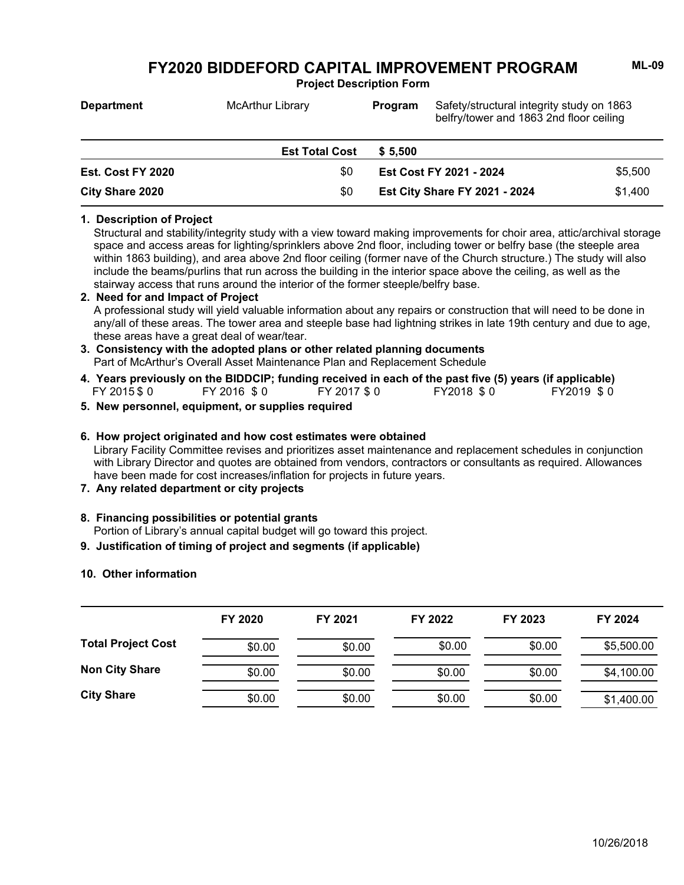ML-09

# FY2020 BIDDEFORD CAPITAL IMPROVEMENT PROGRAM

**Project Description Form**

| | | | |
|---|---|---|---|
| **Department** | McArthur Library | **Program** | Safety/structural integrity study on 1863 belfry/tower and 1863 2nd floor ceiling |
| | **Est Total Cost** | **$ 5,500** | |
| **Est. Cost FY 2020** | $0 | **Est Cost FY 2021 - 2024** | $5,500 |
| **City Share 2020** | $0 | **Est City Share FY 2021 - 2024** | $1,400 |

**1. Description of Project**

Structural and stability/integrity study with a view toward making improvements for choir area, attic/archival storage space and access areas for lighting/sprinklers above 2nd floor, including tower or belfry base (the steeple area within 1863 building), and area above 2nd floor ceiling (former nave of the Church structure.) The study will also include the beams/purlins that run across the building in the interior space above the ceiling, as well as the stairway access that runs around the interior of the former steeple/belfry base.

**2. Need for and Impact of Project**

A professional study will yield valuable information about any repairs or construction that will need to be done in any/all of these areas. The tower area and steeple base had lightning strikes in late 19th century and due to age, these areas have a great deal of wear/tear.

**3. Consistency with the adopted plans or other related planning documents**

Part of McArthur's Overall Asset Maintenance Plan and Replacement Schedule

**4. Years previously on the BIDDCIP; funding received in each of the past five (5) years (if applicable)**

FY 2015 $ 0 FY 2016 $ 0 FY 2017 $ 0 FY2018 $ 0 FY2019 $ 0

**5. New personnel, equipment, or supplies required**

**6. How project originated and how cost estimates were obtained**

Library Facility Committee revises and prioritizes asset maintenance and replacement schedules in conjunction with Library Director and quotes are obtained from vendors, contractors or consultants as required. Allowances have been made for cost increases/inflation for projects in future years.

**7. Any related department or city projects**

**8. Financing possibilities or potential grants**

Portion of Library's annual capital budget will go toward this project.

**9. Justification of timing of project and segments (if applicable)**

**10. Other information**

| | FY 2020 | FY 2021 | FY 2022 | FY 2023 | FY 2024 |
|---|---|---|---|---|---|
| **Total Project Cost** | $0.00 | $0.00 | $0.00 | $0.00 | $5,500.00 |
| **Non City Share** | $0.00 | $0.00 | $0.00 | $0.00 | $4,100.00 |
| **City Share** | $0.00 | $0.00 | $0.00 | $0.00 | $1,400.00 |

10/26/2018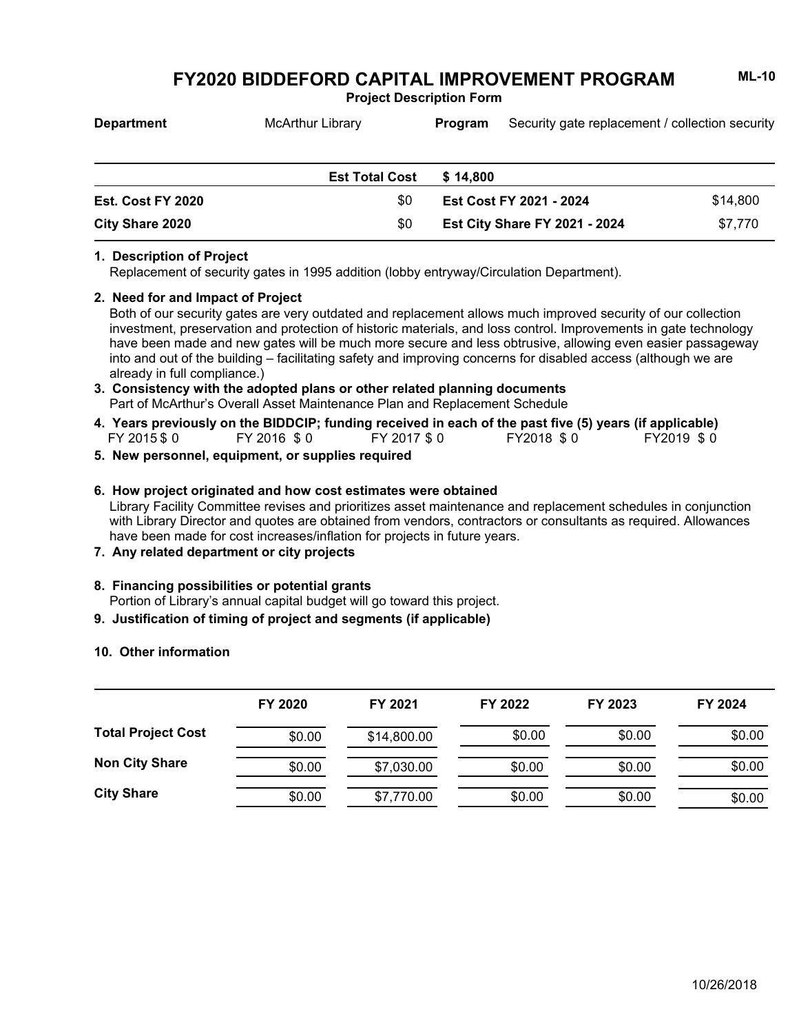# FY2020 BIDDEFORD CAPITAL IMPROVEMENT PROGRAM

**Project Description Form**

ML-10

| | | | |
|---|---|---|---|
| **Department** | McArthur Library | **Program** | Security gate replacement / collection security |

| | | | |
|---|---|---|---|
| | **Est Total Cost** | **$ 14,800** | |
| **Est. Cost FY 2020** | $0 | **Est Cost FY 2021 - 2024** | $14,800 |
| **City Share 2020** | $0 | **Est City Share FY 2021 - 2024** | $7,770 |

**1. Description of Project**

Replacement of security gates in 1995 addition (lobby entryway/Circulation Department).

**2. Need for and Impact of Project**

Both of our security gates are very outdated and replacement allows much improved security of our collection investment, preservation and protection of historic materials, and loss control. Improvements in gate technology have been made and new gates will be much more secure and less obtrusive, allowing even easier passageway into and out of the building – facilitating safety and improving concerns for disabled access (although we are already in full compliance.)

**3. Consistency with the adopted plans or other related planning documents**

Part of McArthur's Overall Asset Maintenance Plan and Replacement Schedule

**4. Years previously on the BIDDCIP; funding received in each of the past five (5) years (if applicable)**

FY 2015 $ 0 FY 2016 $ 0 FY 2017 $ 0 FY2018 $ 0 FY2019 $ 0

**5. New personnel, equipment, or supplies required**

**6. How project originated and how cost estimates were obtained**

Library Facility Committee revises and prioritizes asset maintenance and replacement schedules in conjunction with Library Director and quotes are obtained from vendors, contractors or consultants as required. Allowances have been made for cost increases/inflation for projects in future years.

**7. Any related department or city projects**

**8. Financing possibilities or potential grants**

Portion of Library's annual capital budget will go toward this project.

**9. Justification of timing of project and segments (if applicable)**

**10. Other information**

| | FY 2020 | FY 2021 | FY 2022 | FY 2023 | FY 2024 |
|---|---|---|---|---|---|
| **Total Project Cost** | $0.00 | $14,800.00 | $0.00 | $0.00 | $0.00 |
| **Non City Share** | $0.00 | $7,030.00 | $0.00 | $0.00 | $0.00 |
| **City Share** | $0.00 | $7,770.00 | $0.00 | $0.00 | $0.00 |

10/26/2018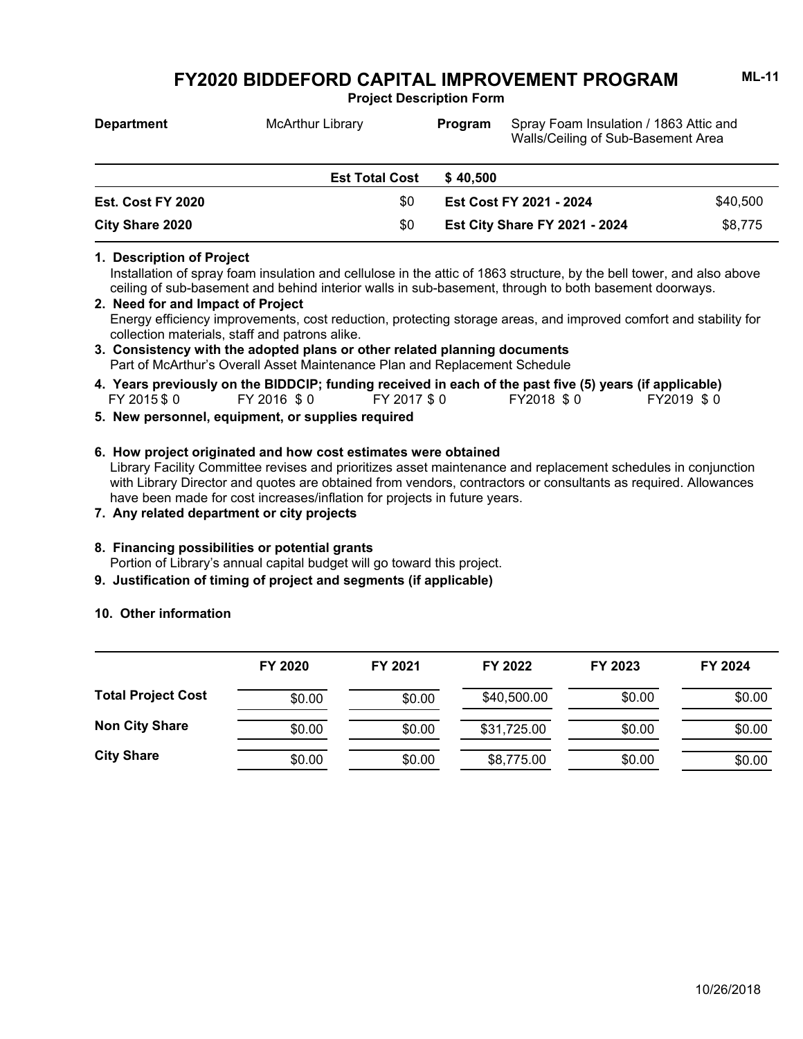# FY2020 BIDDEFORD CAPITAL IMPROVEMENT PROGRAM

**ML-11**

**Project Description Form**

| | | | |
|---|---|---|---|
| **Department** | McArthur Library | **Program** | Spray Foam Insulation / 1863 Attic and Walls/Ceiling of Sub-Basement Area |
| | **Est Total Cost** | **$ 40,500** | |
| **Est. Cost FY 2020** | $0 | **Est Cost FY 2021 - 2024** | $40,500 |
| **City Share 2020** | $0 | **Est City Share FY 2021 - 2024** | $8,775 |

**1. Description of Project**
Installation of spray foam insulation and cellulose in the attic of 1863 structure, by the bell tower, and also above ceiling of sub-basement and behind interior walls in sub-basement, through to both basement doorways.

**2. Need for and Impact of Project**
Energy efficiency improvements, cost reduction, protecting storage areas, and improved comfort and stability for collection materials, staff and patrons alike.

**3. Consistency with the adopted plans or other related planning documents**
Part of McArthur's Overall Asset Maintenance Plan and Replacement Schedule

**4. Years previously on the BIDDCIP; funding received in each of the past five (5) years (if applicable)**
FY 2015 $ 0 FY 2016 $ 0 FY 2017 $ 0 FY2018 $ 0 FY2019 $ 0

**5. New personnel, equipment, or supplies required**

**6. How project originated and how cost estimates were obtained**
Library Facility Committee revises and prioritizes asset maintenance and replacement schedules in conjunction with Library Director and quotes are obtained from vendors, contractors or consultants as required. Allowances have been made for cost increases/inflation for projects in future years.

**7. Any related department or city projects**

**8. Financing possibilities or potential grants**
Portion of Library's annual capital budget will go toward this project.

**9. Justification of timing of project and segments (if applicable)**

**10. Other information**

| | FY 2020 | FY 2021 | FY 2022 | FY 2023 | FY 2024 |
|---|---|---|---|---|---|
| **Total Project Cost** | $0.00 | $0.00 | $40,500.00 | $0.00 | $0.00 |
| **Non City Share** | $0.00 | $0.00 | $31,725.00 | $0.00 | $0.00 |
| **City Share** | $0.00 | $0.00 | $8,775.00 | $0.00 | $0.00 |

10/26/2018